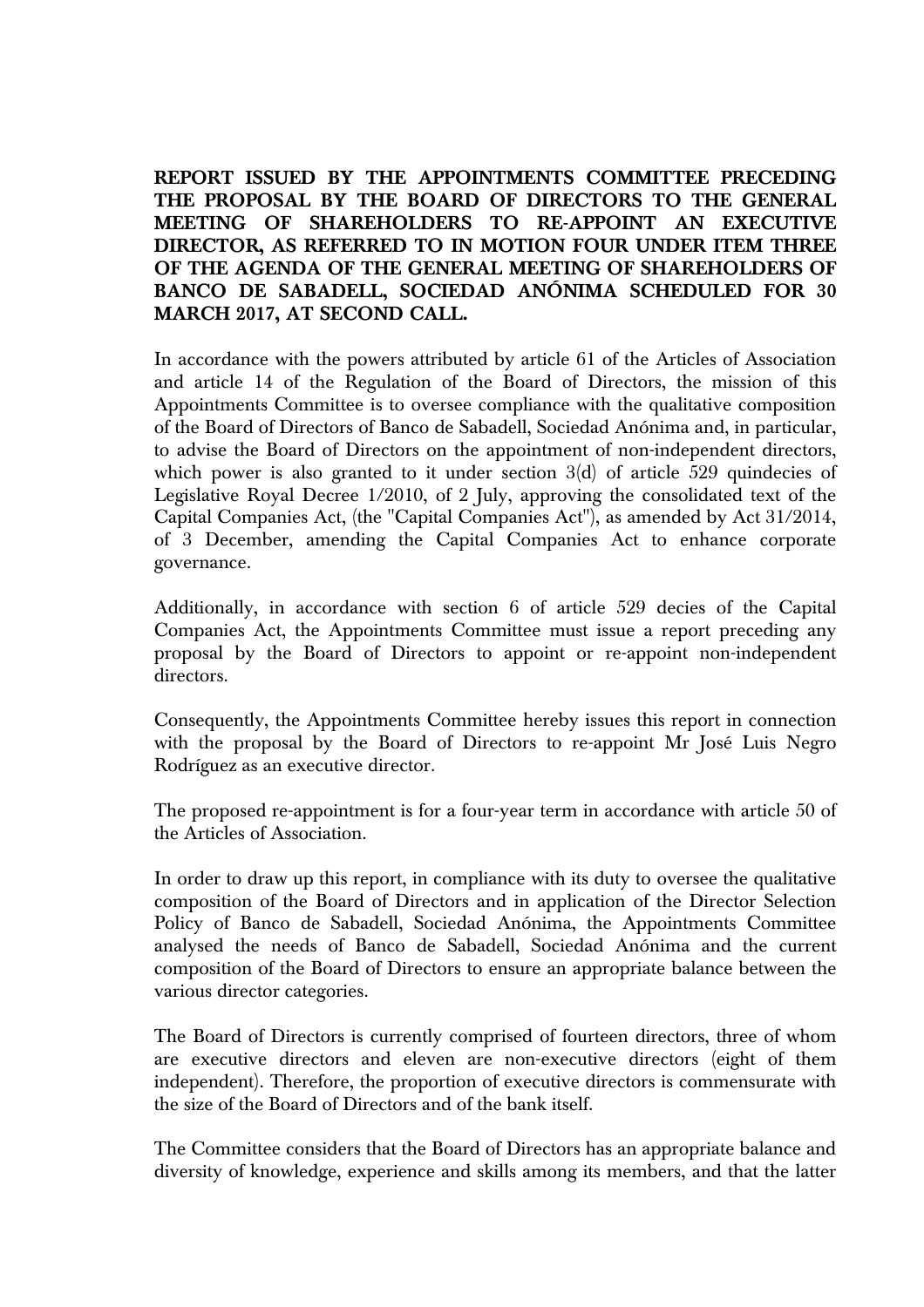**REPORT ISSUED BY THE APPOINTMENTS COMMITTEE PRECEDING THE PROPOSAL BY THE BOARD OF DIRECTORS TO THE GENERAL MEETING OF SHAREHOLDERS TO RE-APPOINT AN EXECUTIVE DIRECTOR, AS REFERRED TO IN MOTION FOUR UNDER ITEM THREE OF THE AGENDA OF THE GENERAL MEETING OF SHAREHOLDERS OF BANCO DE SABADELL, SOCIEDAD ANÓNIMA SCHEDULED FOR 30 MARCH 2017, AT SECOND CALL.**

In accordance with the powers attributed by article 61 of the Articles of Association and article 14 of the Regulation of the Board of Directors, the mission of this Appointments Committee is to oversee compliance with the qualitative composition of the Board of Directors of Banco de Sabadell, Sociedad Anónima and, in particular, to advise the Board of Directors on the appointment of non-independent directors, which power is also granted to it under section 3(d) of article 529 quindecies of Legislative Royal Decree 1/2010, of 2 July, approving the consolidated text of the Capital Companies Act, (the "Capital Companies Act"), as amended by Act 31/2014, of 3 December, amending the Capital Companies Act to enhance corporate governance.

Additionally, in accordance with section 6 of article 529 decies of the Capital Companies Act, the Appointments Committee must issue a report preceding any proposal by the Board of Directors to appoint or re-appoint non-independent directors.

Consequently, the Appointments Committee hereby issues this report in connection with the proposal by the Board of Directors to re-appoint Mr José Luis Negro Rodríguez as an executive director.

The proposed re-appointment is for a four-year term in accordance with article 50 of the Articles of Association.

In order to draw up this report, in compliance with its duty to oversee the qualitative composition of the Board of Directors and in application of the Director Selection Policy of Banco de Sabadell, Sociedad Anónima, the Appointments Committee analysed the needs of Banco de Sabadell, Sociedad Anónima and the current composition of the Board of Directors to ensure an appropriate balance between the various director categories.

The Board of Directors is currently comprised of fourteen directors, three of whom are executive directors and eleven are non-executive directors (eight of them independent). Therefore, the proportion of executive directors is commensurate with the size of the Board of Directors and of the bank itself.

The Committee considers that the Board of Directors has an appropriate balance and diversity of knowledge, experience and skills among its members, and that the latter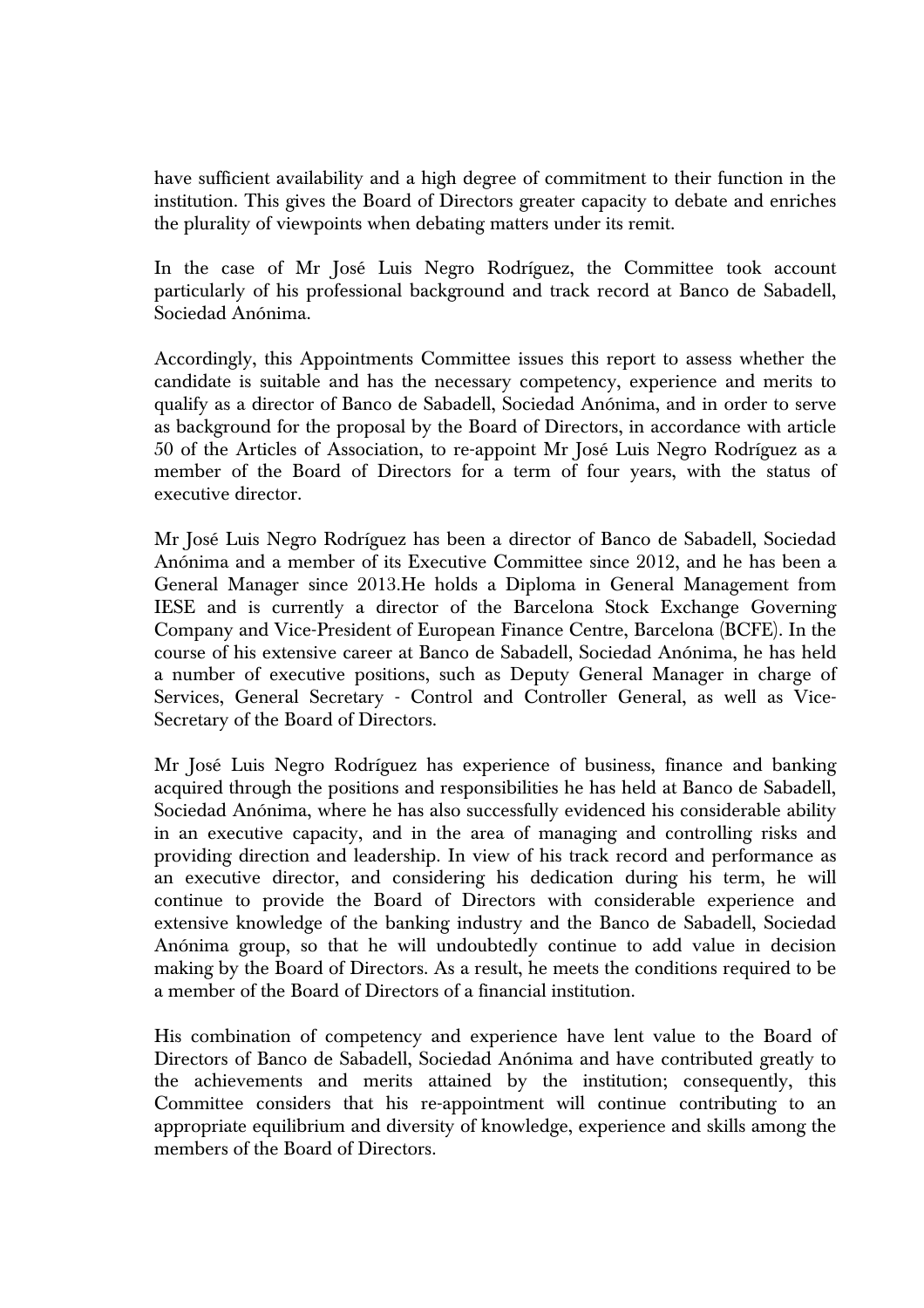have sufficient availability and a high degree of commitment to their function in the institution. This gives the Board of Directors greater capacity to debate and enriches the plurality of viewpoints when debating matters under its remit.

In the case of Mr José Luis Negro Rodríguez, the Committee took account particularly of his professional background and track record at Banco de Sabadell, Sociedad Anónima.

Accordingly, this Appointments Committee issues this report to assess whether the candidate is suitable and has the necessary competency, experience and merits to qualify as a director of Banco de Sabadell, Sociedad Anónima, and in order to serve as background for the proposal by the Board of Directors, in accordance with article 50 of the Articles of Association, to re-appoint Mr José Luis Negro Rodríguez as a member of the Board of Directors for a term of four years, with the status of executive director.

Mr José Luis Negro Rodríguez has been a director of Banco de Sabadell, Sociedad Anónima and a member of its Executive Committee since 2012, and he has been a General Manager since 2013.He holds a Diploma in General Management from IESE and is currently a director of the Barcelona Stock Exchange Governing Company and Vice-President of European Finance Centre, Barcelona (BCFE). In the course of his extensive career at Banco de Sabadell, Sociedad Anónima, he has held a number of executive positions, such as Deputy General Manager in charge of Services, General Secretary - Control and Controller General, as well as Vice-Secretary of the Board of Directors.

Mr José Luis Negro Rodríguez has experience of business, finance and banking acquired through the positions and responsibilities he has held at Banco de Sabadell, Sociedad Anónima, where he has also successfully evidenced his considerable ability in an executive capacity, and in the area of managing and controlling risks and providing direction and leadership. In view of his track record and performance as an executive director, and considering his dedication during his term, he will continue to provide the Board of Directors with considerable experience and extensive knowledge of the banking industry and the Banco de Sabadell, Sociedad Anónima group, so that he will undoubtedly continue to add value in decision making by the Board of Directors. As a result, he meets the conditions required to be a member of the Board of Directors of a financial institution.

His combination of competency and experience have lent value to the Board of Directors of Banco de Sabadell, Sociedad Anónima and have contributed greatly to the achievements and merits attained by the institution; consequently, this Committee considers that his re-appointment will continue contributing to an appropriate equilibrium and diversity of knowledge, experience and skills among the members of the Board of Directors.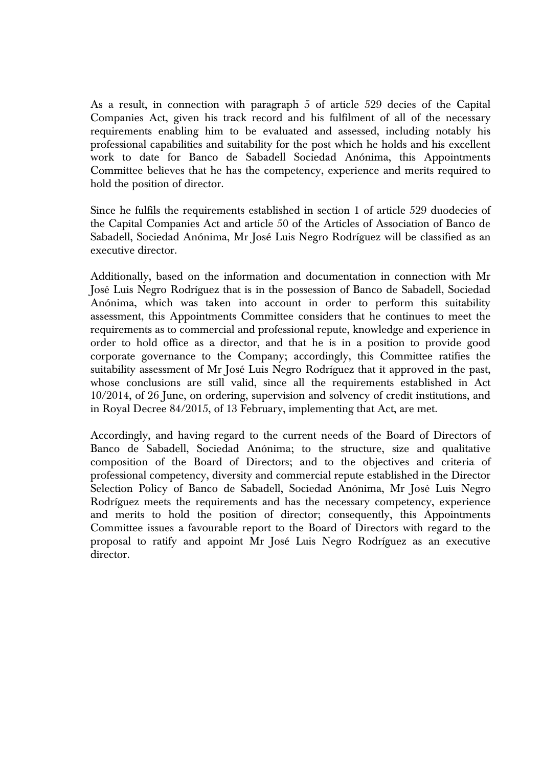As a result, in connection with paragraph 5 of article 529 decies of the Capital Companies Act, given his track record and his fulfilment of all of the necessary requirements enabling him to be evaluated and assessed, including notably his professional capabilities and suitability for the post which he holds and his excellent work to date for Banco de Sabadell Sociedad Anónima, this Appointments Committee believes that he has the competency, experience and merits required to hold the position of director.

Since he fulfils the requirements established in section 1 of article 529 duodecies of the Capital Companies Act and article 50 of the Articles of Association of Banco de Sabadell, Sociedad Anónima, Mr José Luis Negro Rodríguez will be classified as an executive director.

Additionally, based on the information and documentation in connection with Mr José Luis Negro Rodríguez that is in the possession of Banco de Sabadell, Sociedad Anónima, which was taken into account in order to perform this suitability assessment, this Appointments Committee considers that he continues to meet the requirements as to commercial and professional repute, knowledge and experience in order to hold office as a director, and that he is in a position to provide good corporate governance to the Company; accordingly, this Committee ratifies the suitability assessment of Mr José Luis Negro Rodríguez that it approved in the past, whose conclusions are still valid, since all the requirements established in Act 10/2014, of 26 June, on ordering, supervision and solvency of credit institutions, and in Royal Decree 84/2015, of 13 February, implementing that Act, are met.

Accordingly, and having regard to the current needs of the Board of Directors of Banco de Sabadell, Sociedad Anónima; to the structure, size and qualitative composition of the Board of Directors; and to the objectives and criteria of professional competency, diversity and commercial repute established in the Director Selection Policy of Banco de Sabadell, Sociedad Anónima, Mr José Luis Negro Rodríguez meets the requirements and has the necessary competency, experience and merits to hold the position of director; consequently, this Appointments Committee issues a favourable report to the Board of Directors with regard to the proposal to ratify and appoint Mr José Luis Negro Rodríguez as an executive director.